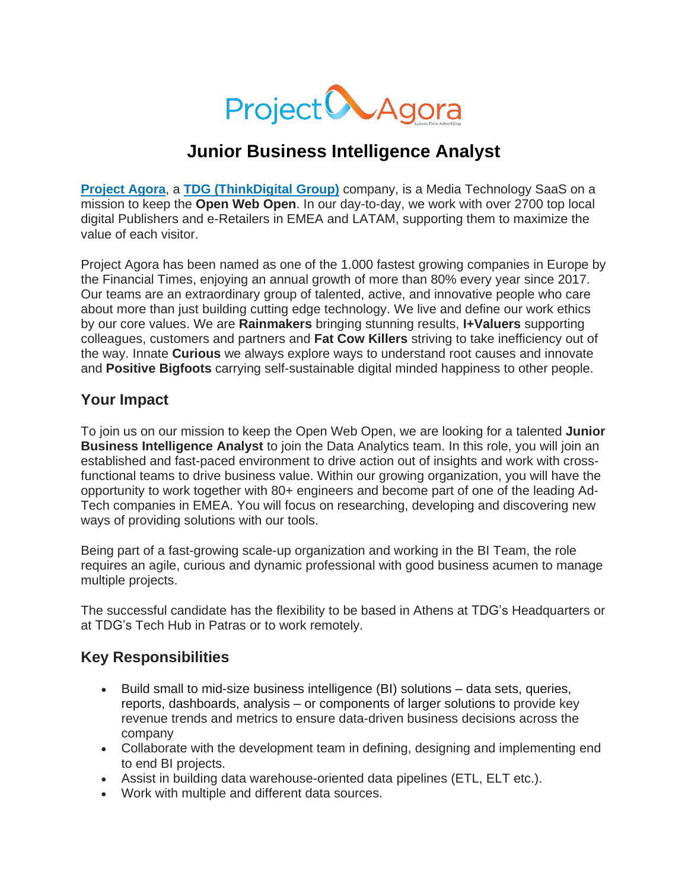# Junior Business Intelligence Analyst

**Project Agora**, a **TDG (ThinkDigital Group)** company, is a Media Technology SaaS on a mission to keep the **Open Web Open**. In our day-to-day, we work with over 2700 top local digital Publishers and e-Retailers in EMEA and LATAM, supporting them to maximize the value of each visitor.

Project Agora has been named as one of the 1.000 fastest growing companies in Europe by the Financial Times, enjoying an annual growth of more than 80% every year since 2017. Our teams are an extraordinary group of talented, active, and innovative people who care about more than just building cutting edge technology. We live and define our work ethics by our core values. We are **Rainmakers** bringing stunning results, **I+Valuers** supporting colleagues, customers and partners and **Fat Cow Killers** striving to take inefficiency out of the way. Innate **Curious** we always explore ways to understand root causes and innovate and **Positive Bigfoots** carrying self-sustainable digital minded happiness to other people.

## Your Impact

To join us on our mission to keep the Open Web Open, we are looking for a talented **Junior Business Intelligence Analyst** to join the Data Analytics team. In this role, you will join an established and fast-paced environment to drive action out of insights and work with cross-functional teams to drive business value. Within our growing organization, you will have the opportunity to work together with 80+ engineers and become part of one of the leading Ad-Tech companies in EMEA. You will focus on researching, developing and discovering new ways of providing solutions with our tools.

Being part of a fast-growing scale-up organization and working in the BI Team, the role requires an agile, curious and dynamic professional with good business acumen to manage multiple projects.

The successful candidate has the flexibility to be based in Athens at TDG's Headquarters or at TDG's Tech Hub in Patras or to work remotely.

## Key Responsibilities

- Build small to mid-size business intelligence (BI) solutions – data sets, queries, reports, dashboards, analysis – or components of larger solutions to provide key revenue trends and metrics to ensure data-driven business decisions across the company
- Collaborate with the development team in defining, designing and implementing end to end BI projects.
- Assist in building data warehouse-oriented data pipelines (ETL, ELT etc.).
- Work with multiple and different data sources.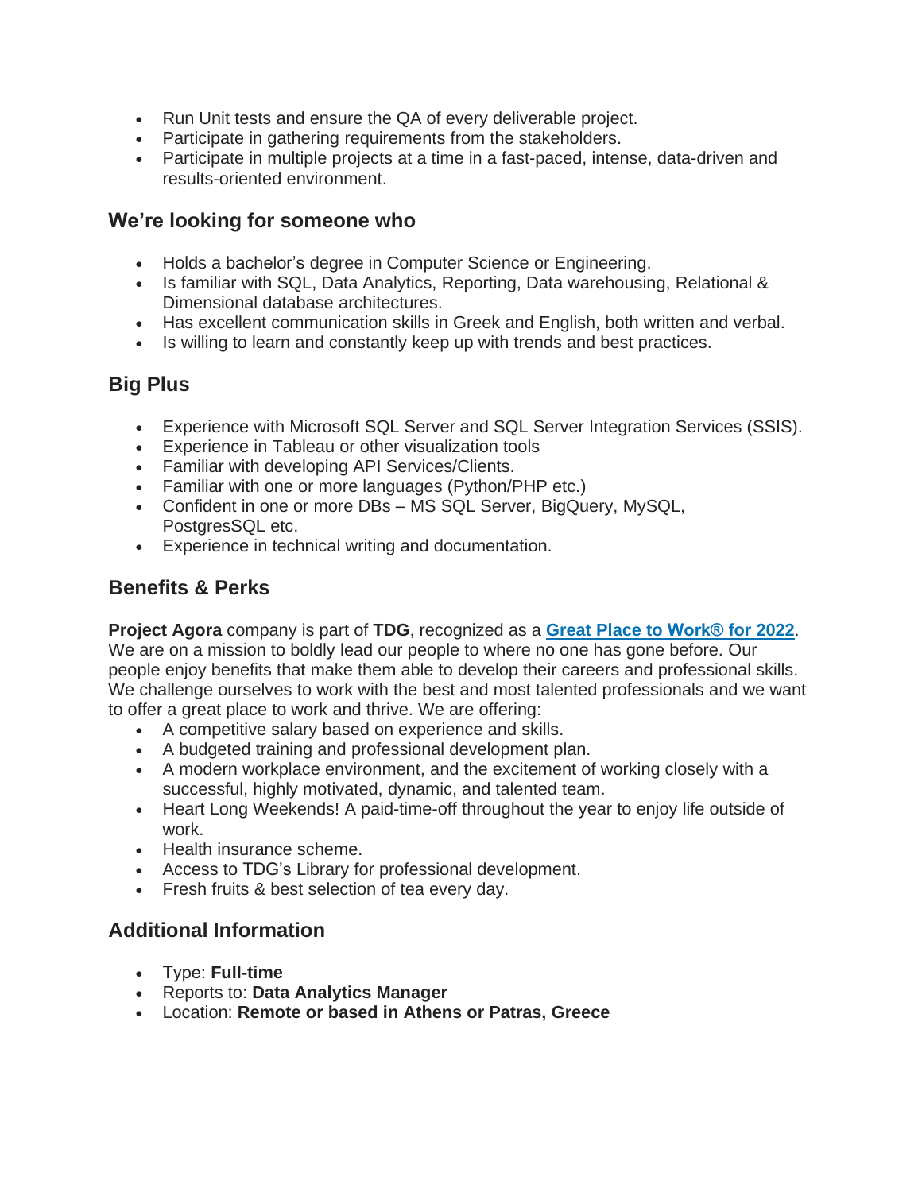- Run Unit tests and ensure the QA of every deliverable project.
- Participate in gathering requirements from the stakeholders.
- Participate in multiple projects at a time in a fast-paced, intense, data-driven and results-oriented environment.

## We're looking for someone who

- Holds a bachelor's degree in Computer Science or Engineering.
- Is familiar with SQL, Data Analytics, Reporting, Data warehousing, Relational & Dimensional database architectures.
- Has excellent communication skills in Greek and English, both written and verbal.
- Is willing to learn and constantly keep up with trends and best practices.

## Big Plus

- Experience with Microsoft SQL Server and SQL Server Integration Services (SSIS).
- Experience in Tableau or other visualization tools
- Familiar with developing API Services/Clients.
- Familiar with one or more languages (Python/PHP etc.)
- Confident in one or more DBs – MS SQL Server, BigQuery, MySQL, PostgresSQL etc.
- Experience in technical writing and documentation.

## Benefits & Perks

**Project Agora** company is part of **TDG**, recognized as a **Great Place to Work® for 2022**. We are on a mission to boldly lead our people to where no one has gone before. Our people enjoy benefits that make them able to develop their careers and professional skills. We challenge ourselves to work with the best and most talented professionals and we want to offer a great place to work and thrive. We are offering:

- A competitive salary based on experience and skills.
- A budgeted training and professional development plan.
- A modern workplace environment, and the excitement of working closely with a successful, highly motivated, dynamic, and talented team.
- Heart Long Weekends! A paid-time-off throughout the year to enjoy life outside of work.
- Health insurance scheme.
- Access to TDG's Library for professional development.
- Fresh fruits & best selection of tea every day.

## Additional Information

- Type: **Full-time**
- Reports to: **Data Analytics Manager**
- Location: **Remote or based in Athens or Patras, Greece**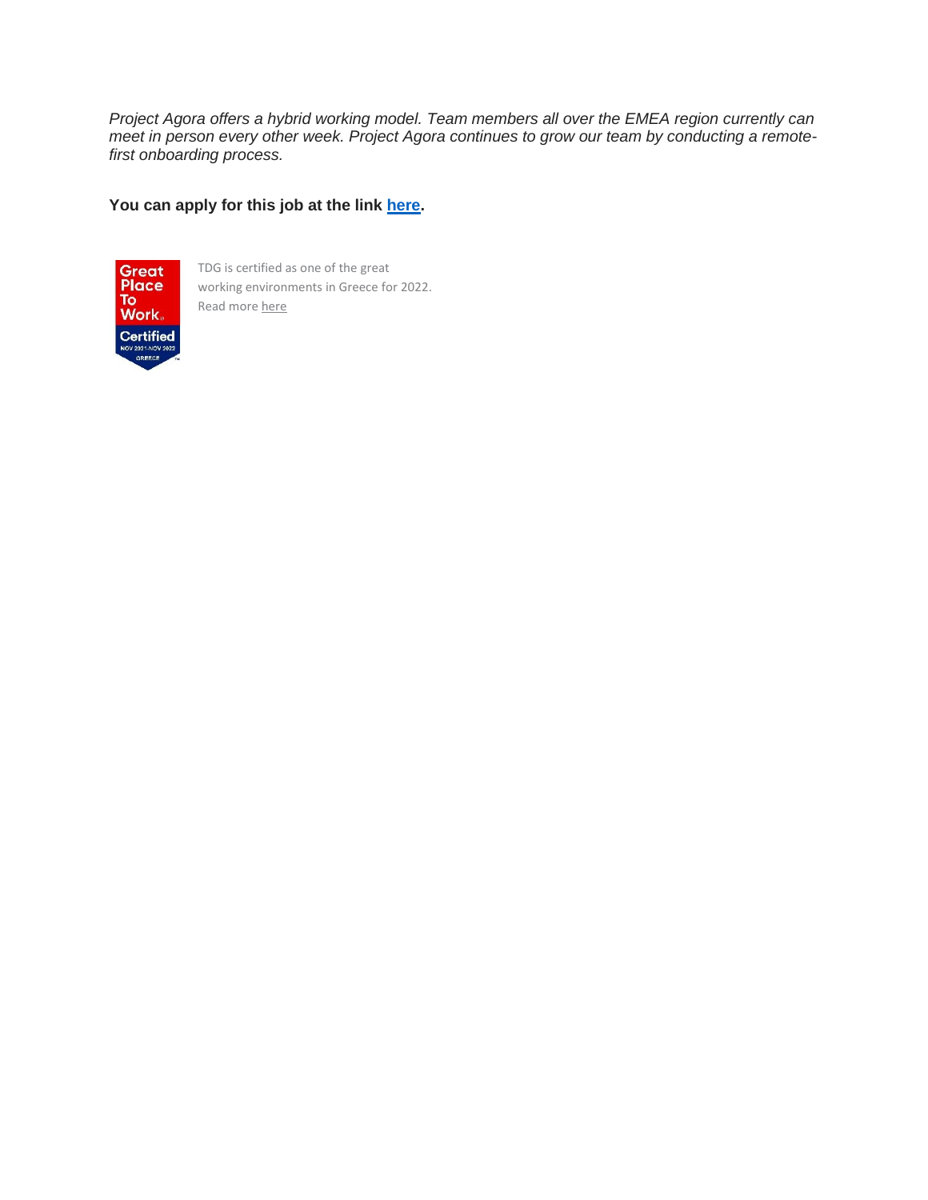*Project Agora offers a hybrid working model. Team members all over the EMEA region currently can meet in person every other week. Project Agora continues to grow our team by conducting a remote-first onboarding process.*

**You can apply for this job at the link [here](#).**

TDG is certified as one of the great working environments in Greece for 2022. Read more [here](#)